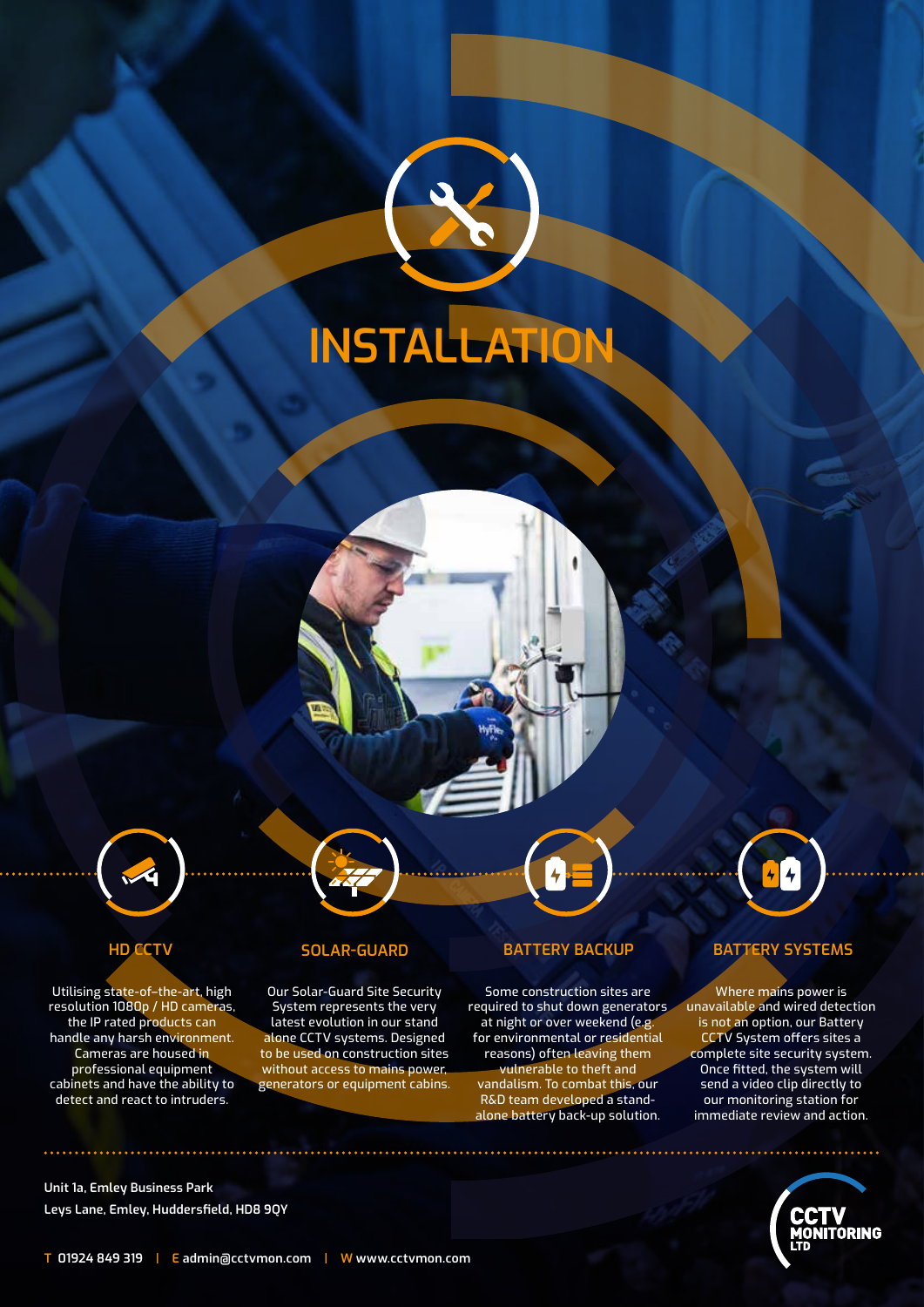# INSTALLATION

## HD CCTV

Utilising state-of-the-art, high resolution 1080p / HD cameras, the IP rated products can handle any harsh environment. Cameras are housed in professional equipment cabinets and have the ability to detect and react to intruders.

## SOLAR-GUARD

Our Solar-Guard Site Security System represents the very latest evolution in our stand alone CCTV systems. Designed to be used on construction sites without access to mains power, generators or equipment cabins.

## BATTERY BACKUP

Some construction sites are required to shut down generators at night or over weekend (e.g. for environmental or residential reasons) often leaving them vulnerable to theft and vandalism. To combat this, our R&D team developed a stand-alone battery back-up solution.

## BATTERY SYSTEMS

Where mains power is unavailable and wired detection is not an option, our Battery CCTV System offers sites a complete site security system. Once fitted, the system will send a video clip directly to our monitoring station for immediate review and action.

Unit 1a, Emley Business Park
Leys Lane, Emley, Huddersfield, HD8 9QY

T 01924 849 319 | E admin@cctvmon.com | W www.cctvmon.com

CCTV MONITORING LTD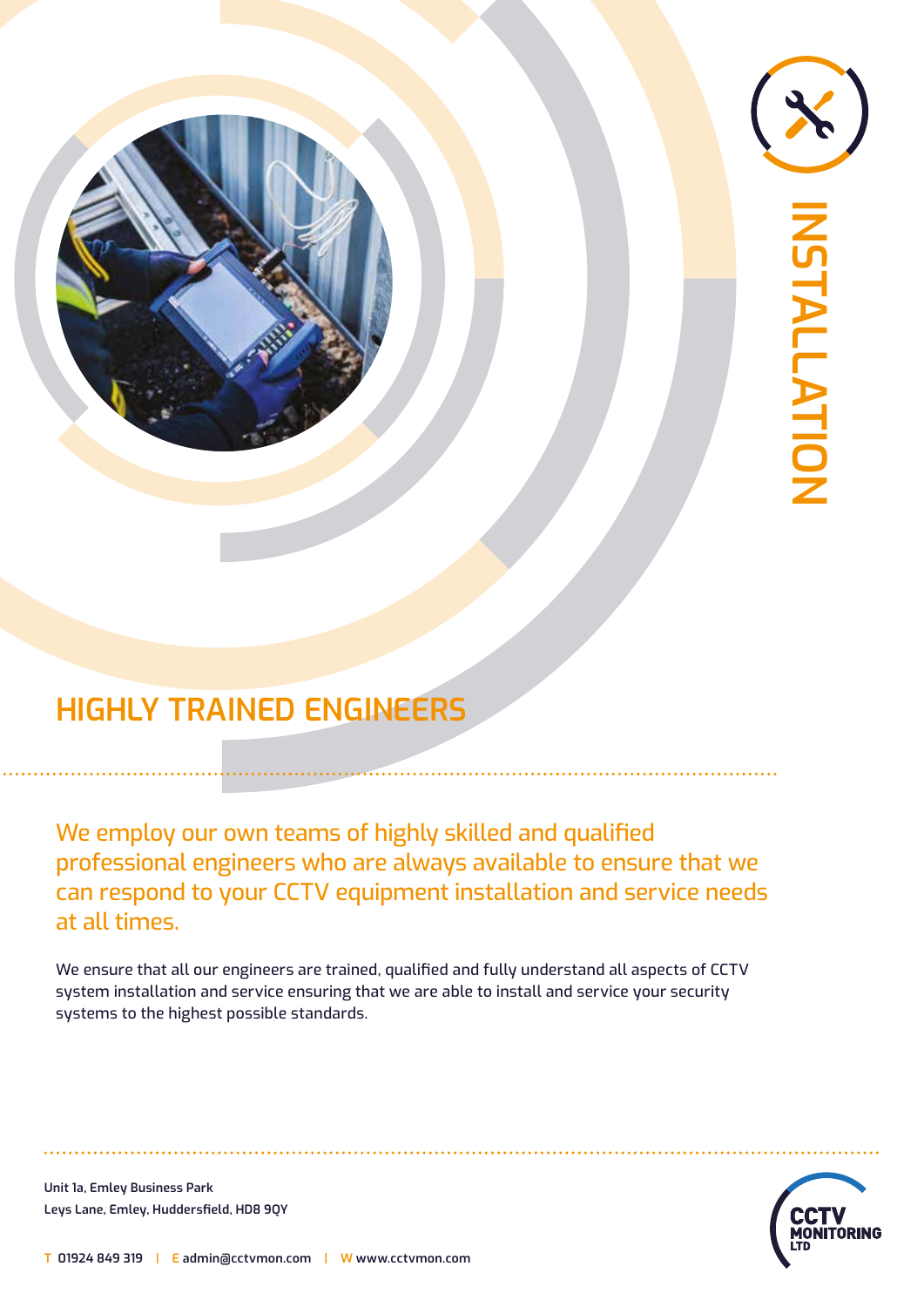# INSTALLATION

## HIGHLY TRAINED ENGINEERS

We employ our own teams of highly skilled and qualified professional engineers who are always available to ensure that we can respond to your CCTV equipment installation and service needs at all times.

We ensure that all our engineers are trained, qualified and fully understand all aspects of CCTV system installation and service ensuring that we are able to install and service your security systems to the highest possible standards.

Unit 1a, Emley Business Park
Leys Lane, Emley, Huddersfield, HD8 9QY

T 01924 849 319 | E admin@cctvmon.com | W www.cctvmon.com

CCTV MONITORING LTD